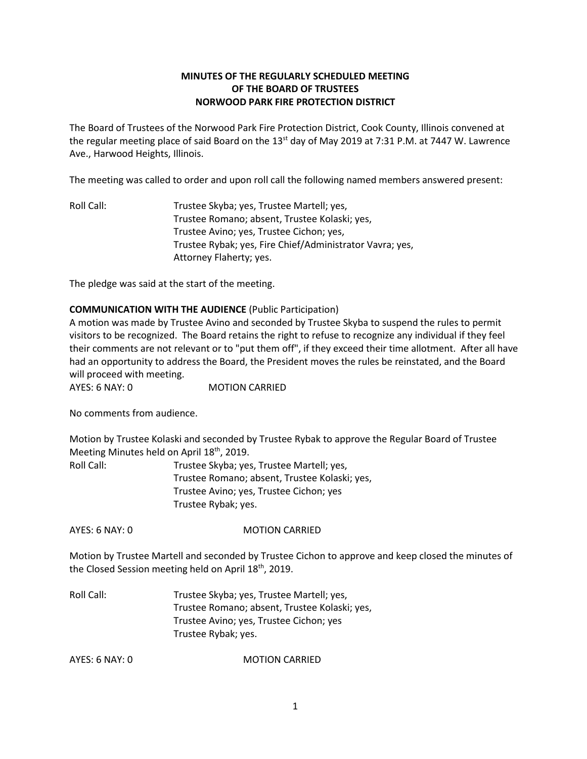**MINUTES OF THE REGULARLY SCHEDULED MEETING**
**OF THE BOARD OF TRUSTEES**
**NORWOOD PARK FIRE PROTECTION DISTRICT**

The Board of Trustees of the Norwood Park Fire Protection District, Cook County, Illinois convened at the regular meeting place of said Board on the 13st day of May 2019 at 7:31 P.M. at 7447 W. Lawrence Ave., Harwood Heights, Illinois.

The meeting was called to order and upon roll call the following named members answered present:

Roll Call: Trustee Skyba; yes, Trustee Martell; yes,
Trustee Romano; absent, Trustee Kolaski; yes,
Trustee Avino; yes, Trustee Cichon; yes,
Trustee Rybak; yes, Fire Chief/Administrator Vavra; yes,
Attorney Flaherty; yes.

The pledge was said at the start of the meeting.

**COMMUNICATION WITH THE AUDIENCE** (Public Participation)

A motion was made by Trustee Avino and seconded by Trustee Skyba to suspend the rules to permit visitors to be recognized. The Board retains the right to refuse to recognize any individual if they feel their comments are not relevant or to "put them off", if they exceed their time allotment. After all have had an opportunity to address the Board, the President moves the rules be reinstated, and the Board will proceed with meeting.

AYES: 6 NAY: 0 MOTION CARRIED

No comments from audience.

Motion by Trustee Kolaski and seconded by Trustee Rybak to approve the Regular Board of Trustee Meeting Minutes held on April 18th, 2019.

Roll Call: Trustee Skyba; yes, Trustee Martell; yes,
Trustee Romano; absent, Trustee Kolaski; yes,
Trustee Avino; yes, Trustee Cichon; yes
Trustee Rybak; yes.

AYES: 6 NAY: 0 MOTION CARRIED

Motion by Trustee Martell and seconded by Trustee Cichon to approve and keep closed the minutes of the Closed Session meeting held on April 18th, 2019.

Roll Call: Trustee Skyba; yes, Trustee Martell; yes,
Trustee Romano; absent, Trustee Kolaski; yes,
Trustee Avino; yes, Trustee Cichon; yes
Trustee Rybak; yes.

AYES: 6 NAY: 0 MOTION CARRIED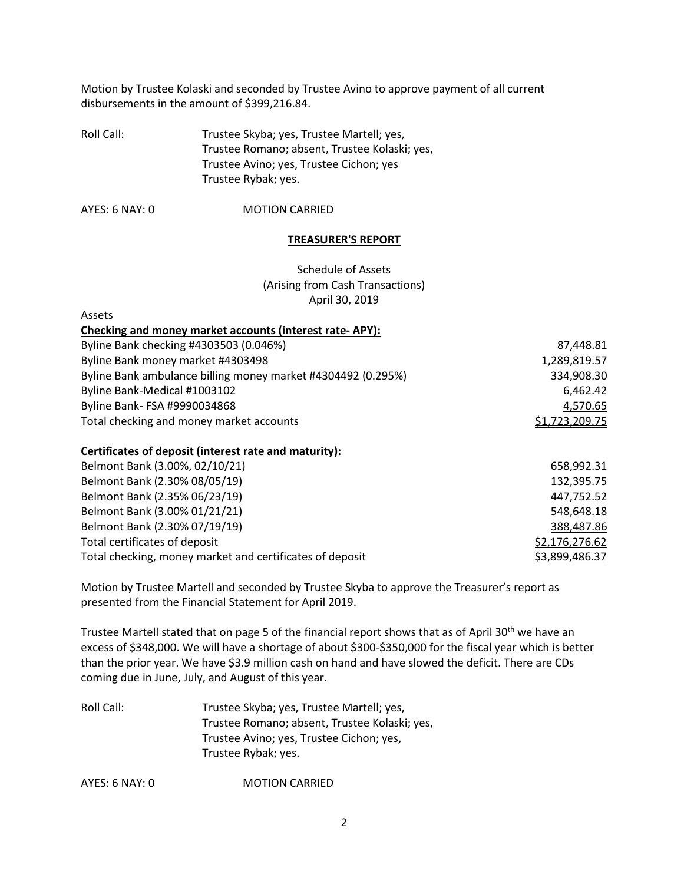Motion by Trustee Kolaski and seconded by Trustee Avino to approve payment of all current disbursements in the amount of $399,216.84.

Roll Call: Trustee Skyba; yes, Trustee Martell; yes, Trustee Romano; absent, Trustee Kolaski; yes, Trustee Avino; yes, Trustee Cichon; yes Trustee Rybak; yes.

AYES: 6 NAY: 0 MOTION CARRIED

## TREASURER'S REPORT

Schedule of Assets
(Arising from Cash Transactions)
April 30, 2019

Assets

| **Checking and money market accounts (interest rate- APY):** | |
|---|---|
| Byline Bank checking #4303503 (0.046%) | 87,448.81 |
| Byline Bank money market #4303498 | 1,289,819.57 |
| Byline Bank ambulance billing money market #4304492 (0.295%) | 334,908.30 |
| Byline Bank-Medical #1003102 | 6,462.42 |
| Byline Bank- FSA #9990034868 | 4,570.65 |
| Total checking and money market accounts | $1,723,209.75 |
| | |
| **Certificates of deposit (interest rate and maturity):** | |
| Belmont Bank (3.00%, 02/10/21) | 658,992.31 |
| Belmont Bank (2.30% 08/05/19) | 132,395.75 |
| Belmont Bank (2.35% 06/23/19) | 447,752.52 |
| Belmont Bank (3.00% 01/21/21) | 548,648.18 |
| Belmont Bank (2.30% 07/19/19) | 388,487.86 |
| Total certificates of deposit | $2,176,276.62 |
| Total checking, money market and certificates of deposit | $3,899,486.37 |

Motion by Trustee Martell and seconded by Trustee Skyba to approve the Treasurer's report as presented from the Financial Statement for April 2019.

Trustee Martell stated that on page 5 of the financial report shows that as of April 30th we have an excess of $348,000. We will have a shortage of about $300-$350,000 for the fiscal year which is better than the prior year. We have $3.9 million cash on hand and have slowed the deficit. There are CDs coming due in June, July, and August of this year.

Roll Call: Trustee Skyba; yes, Trustee Martell; yes, Trustee Romano; absent, Trustee Kolaski; yes, Trustee Avino; yes, Trustee Cichon; yes, Trustee Rybak; yes.

AYES: 6 NAY: 0 MOTION CARRIED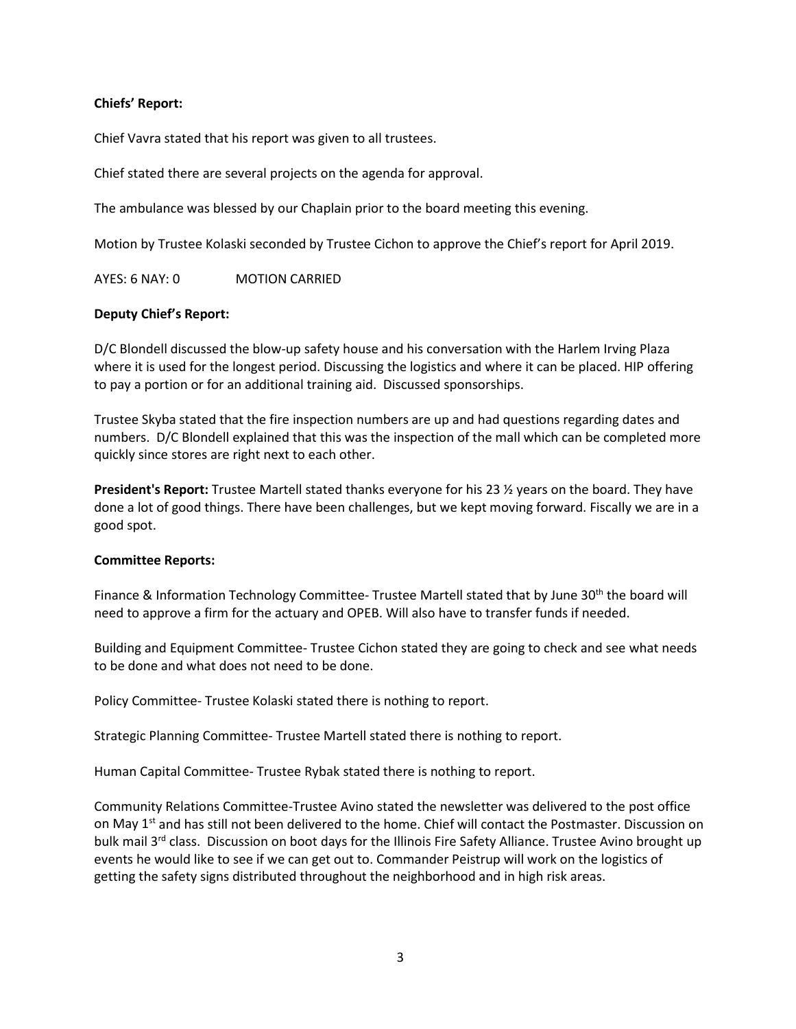**Chiefs' Report:**

Chief Vavra stated that his report was given to all trustees.

Chief stated there are several projects on the agenda for approval.

The ambulance was blessed by our Chaplain prior to the board meeting this evening.

Motion by Trustee Kolaski seconded by Trustee Cichon to approve the Chief's report for April 2019.

AYES: 6 NAY: 0 MOTION CARRIED

**Deputy Chief's Report:**

D/C Blondell discussed the blow-up safety house and his conversation with the Harlem Irving Plaza where it is used for the longest period. Discussing the logistics and where it can be placed. HIP offering to pay a portion or for an additional training aid. Discussed sponsorships.

Trustee Skyba stated that the fire inspection numbers are up and had questions regarding dates and numbers. D/C Blondell explained that this was the inspection of the mall which can be completed more quickly since stores are right next to each other.

**President's Report:** Trustee Martell stated thanks everyone for his 23 ½ years on the board. They have done a lot of good things. There have been challenges, but we kept moving forward. Fiscally we are in a good spot.

**Committee Reports:**

Finance & Information Technology Committee- Trustee Martell stated that by June 30th the board will need to approve a firm for the actuary and OPEB. Will also have to transfer funds if needed.

Building and Equipment Committee- Trustee Cichon stated they are going to check and see what needs to be done and what does not need to be done.

Policy Committee- Trustee Kolaski stated there is nothing to report.

Strategic Planning Committee- Trustee Martell stated there is nothing to report.

Human Capital Committee- Trustee Rybak stated there is nothing to report.

Community Relations Committee-Trustee Avino stated the newsletter was delivered to the post office on May 1st and has still not been delivered to the home. Chief will contact the Postmaster. Discussion on bulk mail 3rd class. Discussion on boot days for the Illinois Fire Safety Alliance. Trustee Avino brought up events he would like to see if we can get out to. Commander Peistrup will work on the logistics of getting the safety signs distributed throughout the neighborhood and in high risk areas.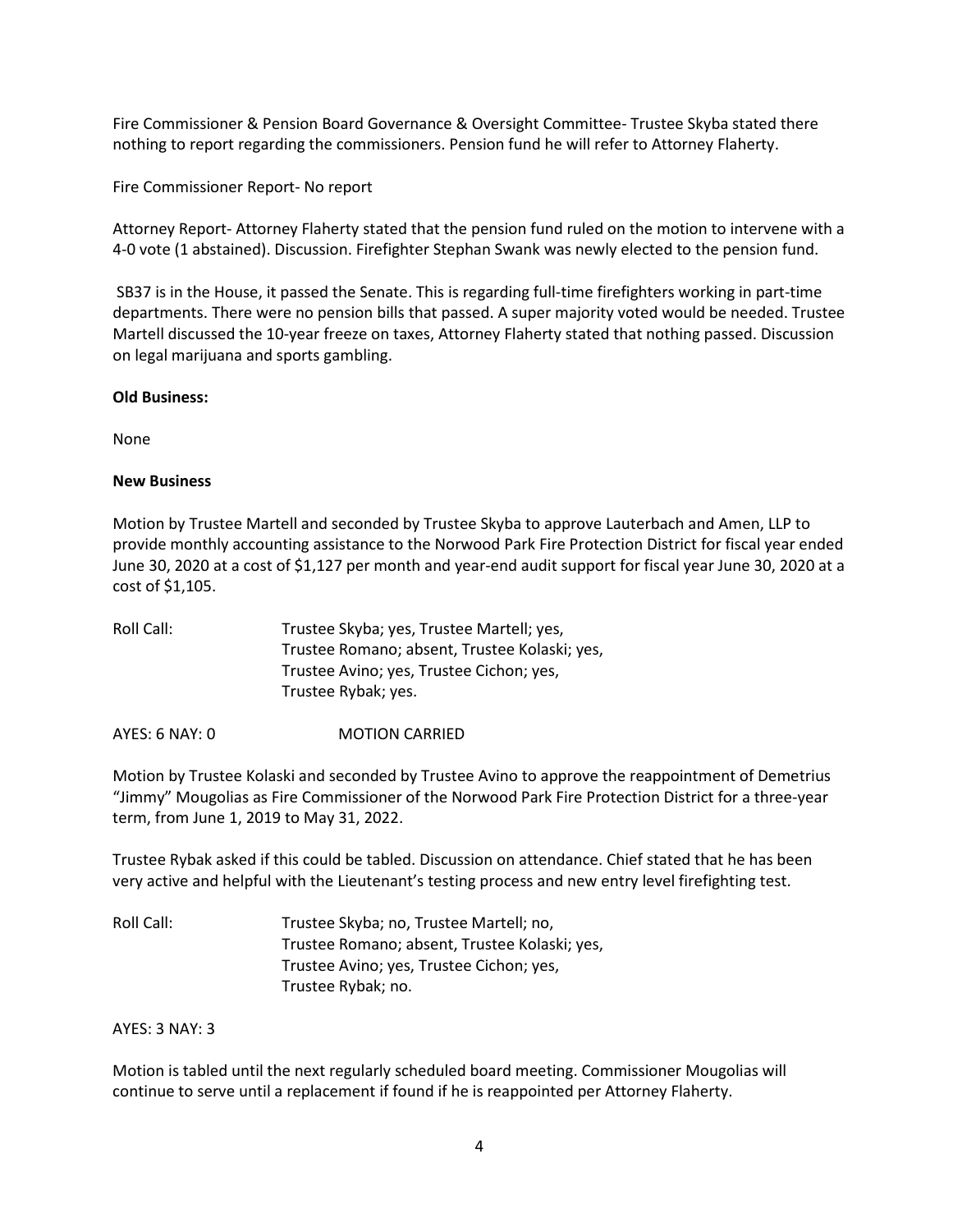Fire Commissioner & Pension Board Governance & Oversight Committee- Trustee Skyba stated there nothing to report regarding the commissioners. Pension fund he will refer to Attorney Flaherty.

Fire Commissioner Report- No report

Attorney Report- Attorney Flaherty stated that the pension fund ruled on the motion to intervene with a 4-0 vote (1 abstained). Discussion. Firefighter Stephan Swank was newly elected to the pension fund.

SB37 is in the House, it passed the Senate. This is regarding full-time firefighters working in part-time departments. There were no pension bills that passed. A super majority voted would be needed. Trustee Martell discussed the 10-year freeze on taxes, Attorney Flaherty stated that nothing passed. Discussion on legal marijuana and sports gambling.

**Old Business:**

None

**New Business**

Motion by Trustee Martell and seconded by Trustee Skyba to approve Lauterbach and Amen, LLP to provide monthly accounting assistance to the Norwood Park Fire Protection District for fiscal year ended June 30, 2020 at a cost of $1,127 per month and year-end audit support for fiscal year June 30, 2020 at a cost of $1,105.

Roll Call: Trustee Skyba; yes, Trustee Martell; yes,
Trustee Romano; absent, Trustee Kolaski; yes,
Trustee Avino; yes, Trustee Cichon; yes,
Trustee Rybak; yes.

AYES: 6 NAY: 0 MOTION CARRIED

Motion by Trustee Kolaski and seconded by Trustee Avino to approve the reappointment of Demetrius "Jimmy" Mougolias as Fire Commissioner of the Norwood Park Fire Protection District for a three-year term, from June 1, 2019 to May 31, 2022.

Trustee Rybak asked if this could be tabled. Discussion on attendance. Chief stated that he has been very active and helpful with the Lieutenant's testing process and new entry level firefighting test.

Roll Call: Trustee Skyba; no, Trustee Martell; no,
Trustee Romano; absent, Trustee Kolaski; yes,
Trustee Avino; yes, Trustee Cichon; yes,
Trustee Rybak; no.

AYES: 3 NAY: 3

Motion is tabled until the next regularly scheduled board meeting. Commissioner Mougolias will continue to serve until a replacement if found if he is reappointed per Attorney Flaherty.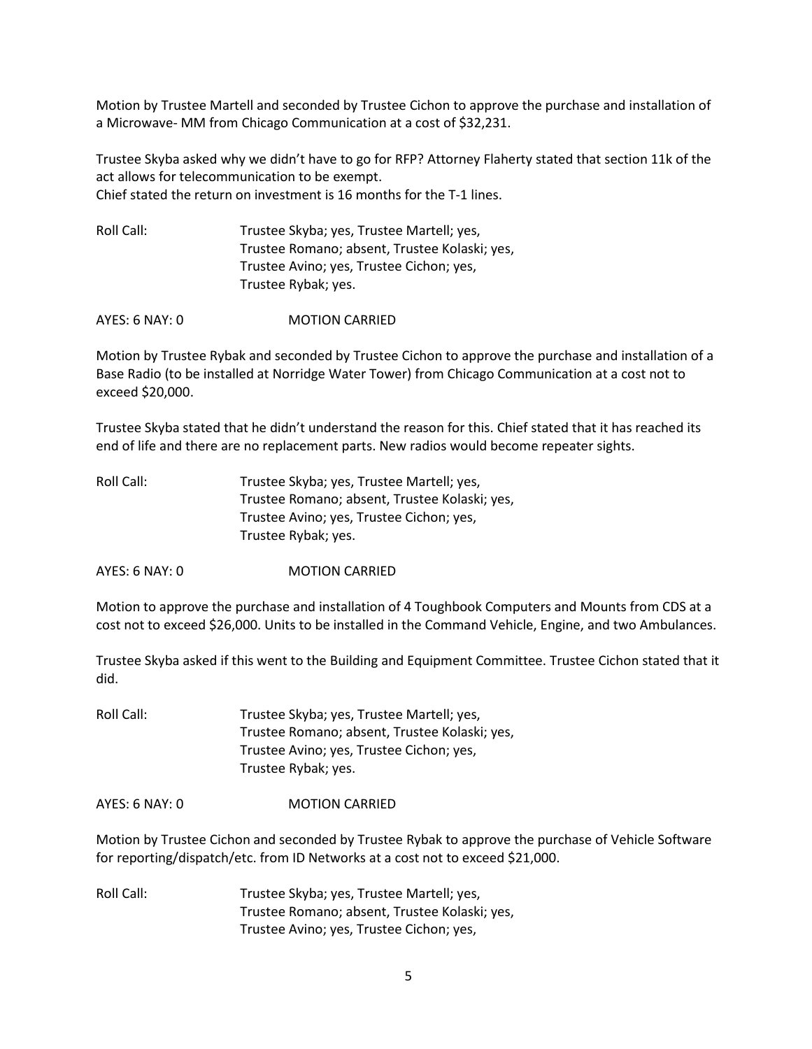Motion by Trustee Martell and seconded by Trustee Cichon to approve the purchase and installation of a Microwave- MM from Chicago Communication at a cost of $32,231.

Trustee Skyba asked why we didn't have to go for RFP? Attorney Flaherty stated that section 11k of the act allows for telecommunication to be exempt.
Chief stated the return on investment is 16 months for the T-1 lines.

Roll Call: Trustee Skyba; yes, Trustee Martell; yes,
Trustee Romano; absent, Trustee Kolaski; yes,
Trustee Avino; yes, Trustee Cichon; yes,
Trustee Rybak; yes.

AYES: 6 NAY: 0 MOTION CARRIED

Motion by Trustee Rybak and seconded by Trustee Cichon to approve the purchase and installation of a Base Radio (to be installed at Norridge Water Tower) from Chicago Communication at a cost not to exceed $20,000.

Trustee Skyba stated that he didn't understand the reason for this. Chief stated that it has reached its end of life and there are no replacement parts. New radios would become repeater sights.

Roll Call: Trustee Skyba; yes, Trustee Martell; yes,
Trustee Romano; absent, Trustee Kolaski; yes,
Trustee Avino; yes, Trustee Cichon; yes,
Trustee Rybak; yes.

AYES: 6 NAY: 0 MOTION CARRIED

Motion to approve the purchase and installation of 4 Toughbook Computers and Mounts from CDS at a cost not to exceed $26,000. Units to be installed in the Command Vehicle, Engine, and two Ambulances.

Trustee Skyba asked if this went to the Building and Equipment Committee. Trustee Cichon stated that it did.

Roll Call: Trustee Skyba; yes, Trustee Martell; yes,
Trustee Romano; absent, Trustee Kolaski; yes,
Trustee Avino; yes, Trustee Cichon; yes,
Trustee Rybak; yes.

AYES: 6 NAY: 0 MOTION CARRIED

Motion by Trustee Cichon and seconded by Trustee Rybak to approve the purchase of Vehicle Software for reporting/dispatch/etc. from ID Networks at a cost not to exceed $21,000.

Roll Call: Trustee Skyba; yes, Trustee Martell; yes,
Trustee Romano; absent, Trustee Kolaski; yes,
Trustee Avino; yes, Trustee Cichon; yes,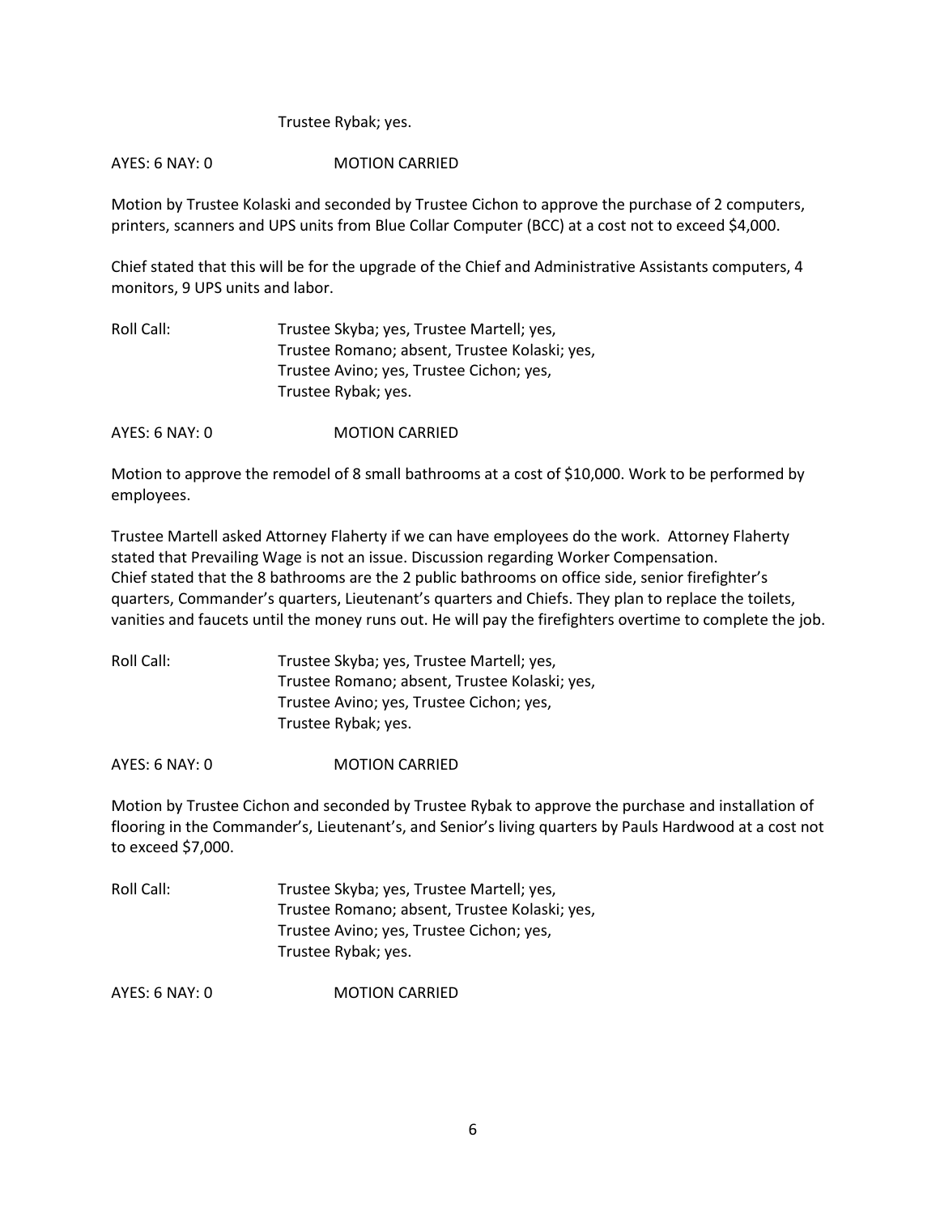Trustee Rybak; yes.

AYES: 6 NAY: 0 MOTION CARRIED

Motion by Trustee Kolaski and seconded by Trustee Cichon to approve the purchase of 2 computers, printers, scanners and UPS units from Blue Collar Computer (BCC) at a cost not to exceed $4,000.

Chief stated that this will be for the upgrade of the Chief and Administrative Assistants computers, 4 monitors, 9 UPS units and labor.

Roll Call: Trustee Skyba; yes, Trustee Martell; yes,
Trustee Romano; absent, Trustee Kolaski; yes,
Trustee Avino; yes, Trustee Cichon; yes,
Trustee Rybak; yes.

AYES: 6 NAY: 0 MOTION CARRIED

Motion to approve the remodel of 8 small bathrooms at a cost of $10,000. Work to be performed by employees.

Trustee Martell asked Attorney Flaherty if we can have employees do the work. Attorney Flaherty stated that Prevailing Wage is not an issue. Discussion regarding Worker Compensation.
Chief stated that the 8 bathrooms are the 2 public bathrooms on office side, senior firefighter's quarters, Commander's quarters, Lieutenant's quarters and Chiefs. They plan to replace the toilets, vanities and faucets until the money runs out. He will pay the firefighters overtime to complete the job.

Roll Call: Trustee Skyba; yes, Trustee Martell; yes,
Trustee Romano; absent, Trustee Kolaski; yes,
Trustee Avino; yes, Trustee Cichon; yes,
Trustee Rybak; yes.

AYES: 6 NAY: 0 MOTION CARRIED

Motion by Trustee Cichon and seconded by Trustee Rybak to approve the purchase and installation of flooring in the Commander's, Lieutenant's, and Senior's living quarters by Pauls Hardwood at a cost not to exceed $7,000.

Roll Call: Trustee Skyba; yes, Trustee Martell; yes,
Trustee Romano; absent, Trustee Kolaski; yes,
Trustee Avino; yes, Trustee Cichon; yes,
Trustee Rybak; yes.

AYES: 6 NAY: 0 MOTION CARRIED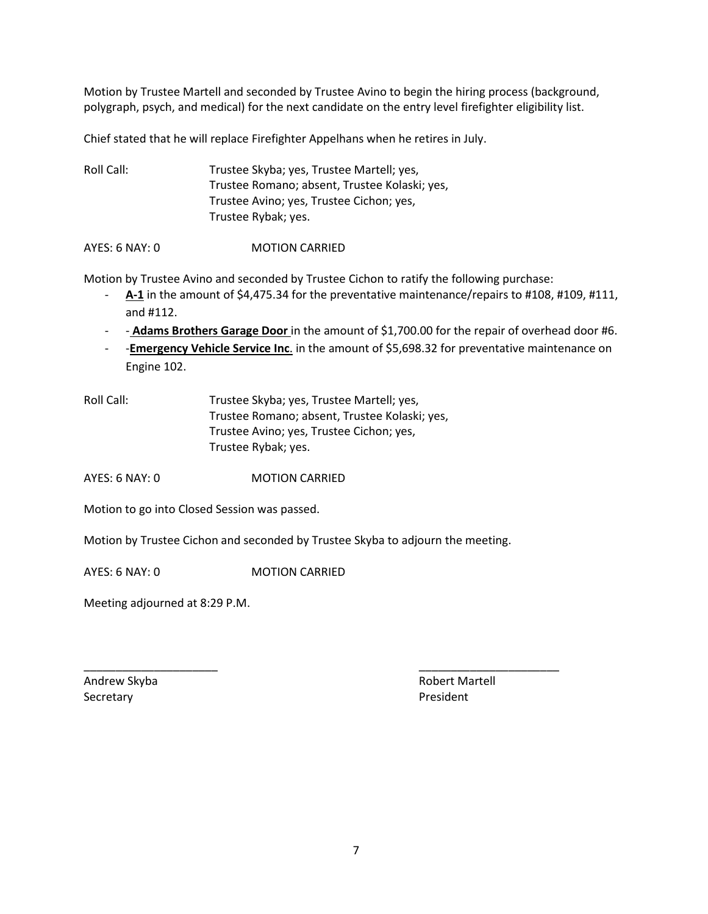Motion by Trustee Martell and seconded by Trustee Avino to begin the hiring process (background, polygraph, psych, and medical) for the next candidate on the entry level firefighter eligibility list.

Chief stated that he will replace Firefighter Appelhans when he retires in July.

Roll Call: Trustee Skyba; yes, Trustee Martell; yes,
Trustee Romano; absent, Trustee Kolaski; yes,
Trustee Avino; yes, Trustee Cichon; yes,
Trustee Rybak; yes.

AYES: 6 NAY: 0 MOTION CARRIED

Motion by Trustee Avino and seconded by Trustee Cichon to ratify the following purchase:

- **A-1** in the amount of $4,475.34 for the preventative maintenance/repairs to #108, #109, #111, and #112.
- - **Adams Brothers Garage Door** in the amount of $1,700.00 for the repair of overhead door #6.
- -**Emergency Vehicle Service Inc.** in the amount of $5,698.32 for preventative maintenance on Engine 102.

Roll Call: Trustee Skyba; yes, Trustee Martell; yes,
Trustee Romano; absent, Trustee Kolaski; yes,
Trustee Avino; yes, Trustee Cichon; yes,
Trustee Rybak; yes.

AYES: 6 NAY: 0 MOTION CARRIED

Motion to go into Closed Session was passed.

Motion by Trustee Cichon and seconded by Trustee Skyba to adjourn the meeting.

AYES: 6 NAY: 0 MOTION CARRIED

Meeting adjourned at 8:29 P.M.

_____________________ _____________________

Andrew Skyba
Secretary

Robert Martell
President